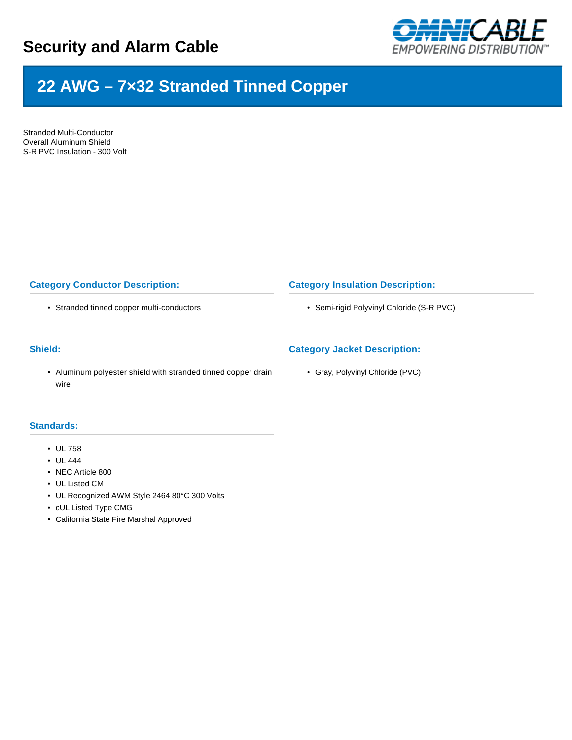# Security and Alarm Cable

## 22 AWG – 7×32 Stranded Tinned Copper

Stranded Multi-Conductor
Overall Aluminum Shield
S-R PVC Insulation - 300 Volt

### Category Conductor Description:

- Stranded tinned copper multi-conductors

### Category Insulation Description:

- Semi-rigid Polyvinyl Chloride (S-R PVC)

### Shield:

- Aluminum polyester shield with stranded tinned copper drain wire

### Category Jacket Description:

- Gray, Polyvinyl Chloride (PVC)

### Standards:

- UL 758
- UL 444
- NEC Article 800
- UL Listed CM
- UL Recognized AWM Style 2464 80°C 300 Volts
- cUL Listed Type CMG
- California State Fire Marshal Approved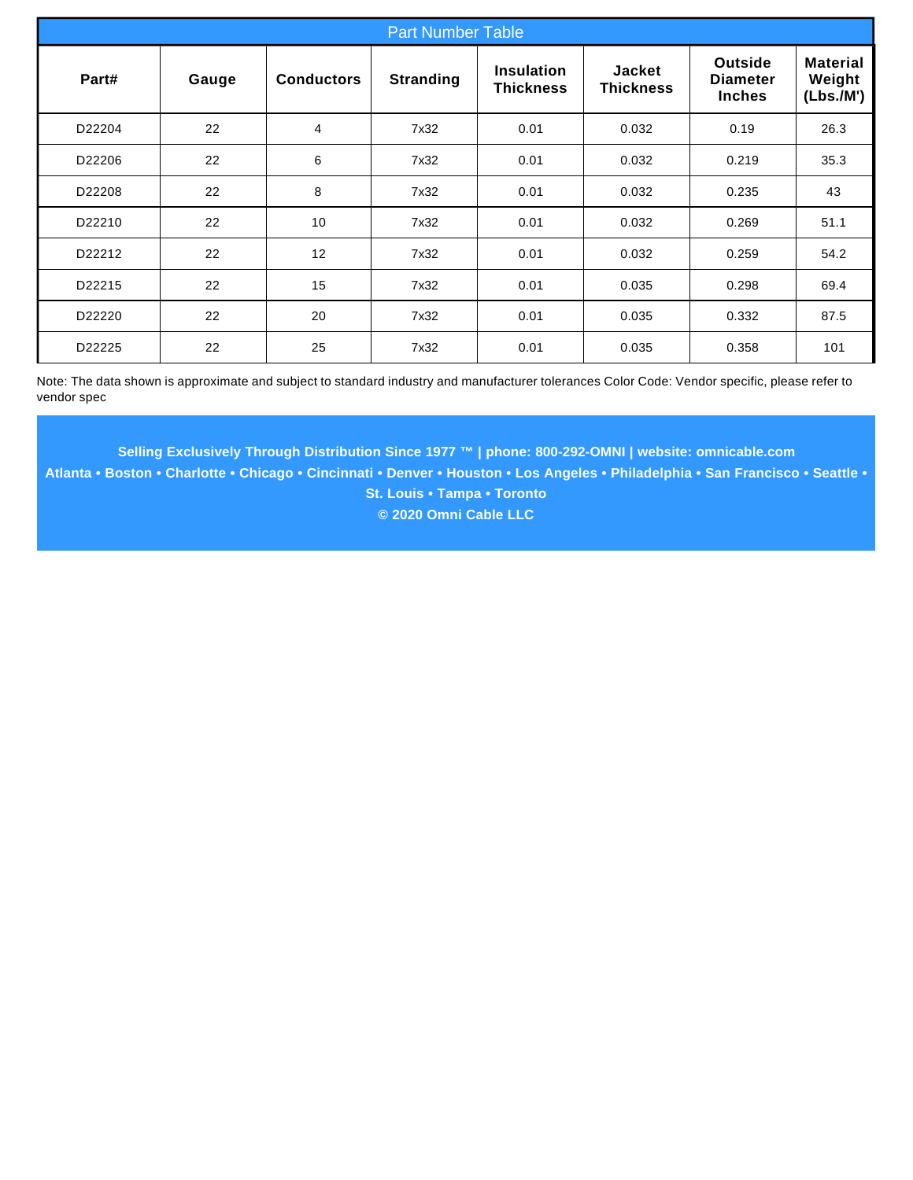## Part Number Table

| Part# | Gauge | Conductors | Stranding | Insulation Thickness | Jacket Thickness | Outside Diameter Inches | Material Weight (Lbs./M') |
|---|---|---|---|---|---|---|---|
| D22204 | 22 | 4 | 7x32 | 0.01 | 0.032 | 0.19 | 26.3 |
| D22206 | 22 | 6 | 7x32 | 0.01 | 0.032 | 0.219 | 35.3 |
| D22208 | 22 | 8 | 7x32 | 0.01 | 0.032 | 0.235 | 43 |
| D22210 | 22 | 10 | 7x32 | 0.01 | 0.032 | 0.269 | 51.1 |
| D22212 | 22 | 12 | 7x32 | 0.01 | 0.032 | 0.259 | 54.2 |
| D22215 | 22 | 15 | 7x32 | 0.01 | 0.035 | 0.298 | 69.4 |
| D22220 | 22 | 20 | 7x32 | 0.01 | 0.035 | 0.332 | 87.5 |
| D22225 | 22 | 25 | 7x32 | 0.01 | 0.035 | 0.358 | 101 |

Note: The data shown is approximate and subject to standard industry and manufacturer tolerances Color Code: Vendor specific, please refer to vendor spec

**Selling Exclusively Through Distribution Since 1977 ™ | phone: 800-292-OMNI | website: omnicable.com**

**Atlanta • Boston • Charlotte • Chicago • Cincinnati • Denver • Houston • Los Angeles • Philadelphia • San Francisco • Seattle • St. Louis • Tampa • Toronto**

**© 2020 Omni Cable LLC**